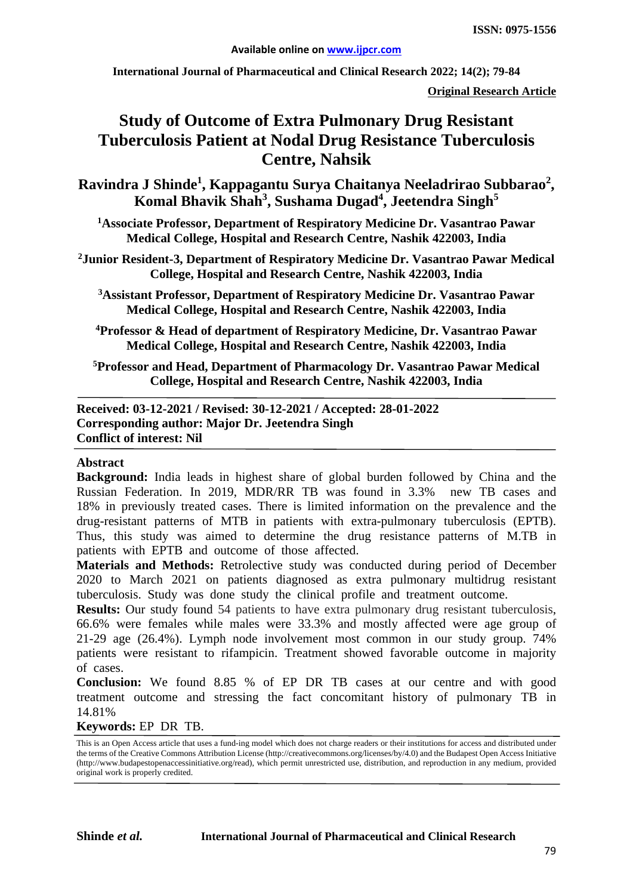**ISSN: 0975-1556**

**Available online on www.ijpcr.com**

**Original Research Article**

# Study of Outcome of Extra Pulmonary Drug Resistant Tuberculosis Patient at Nodal Drug Resistance Tuberculosis Centre, Nahsik

**Ravindra J Shinde[1], Kappagantu Surya Chaitanya Neeladrirao Subbarao[2], Komal Bhavik Shah[3], Sushama Dugad[4], Jeetendra Singh[5]**

**[1]Associate Professor, Department of Respiratory Medicine Dr. Vasantrao Pawar Medical College, Hospital and Research Centre, Nashik 422003, India**

**[2]Junior Resident-3, Department of Respiratory Medicine Dr. Vasantrao Pawar Medical College, Hospital and Research Centre, Nashik 422003, India**

**[3]Assistant Professor, Department of Respiratory Medicine Dr. Vasantrao Pawar Medical College, Hospital and Research Centre, Nashik 422003, India**

**[4]Professor & Head of department of Respiratory Medicine, Dr. Vasantrao Pawar Medical College, Hospital and Research Centre, Nashik 422003, India**

**[5]Professor and Head, Department of Pharmacology Dr. Vasantrao Pawar Medical College, Hospital and Research Centre, Nashik 422003, India**

**Received: 03-12-2021 / Revised: 30-12-2021 / Accepted: 28-01-2022**
**Corresponding author: Major Dr. Jeetendra Singh**
**Conflict of interest: Nil**

## Abstract

**Background:** India leads in highest share of global burden followed by China and the Russian Federation. In 2019, MDR/RR TB was found in 3.3% new TB cases and 18% in previously treated cases. There is limited information on the prevalence and the drug-resistant patterns of MTB in patients with extra-pulmonary tuberculosis (EPTB). Thus, this study was aimed to determine the drug resistance patterns of M.TB in patients with EPTB and outcome of those affected.

**Materials and Methods:** Retrolective study was conducted during period of December 2020 to March 2021 on patients diagnosed as extra pulmonary multidrug resistant tuberculosis. Study was done study the clinical profile and treatment outcome.

**Results:** Our study found 54 patients to have extra pulmonary drug resistant tuberculosis, 66.6% were females while males were 33.3% and mostly affected were age group of 21-29 age (26.4%). Lymph node involvement most common in our study group. 74% patients were resistant to rifampicin. Treatment showed favorable outcome in majority of cases.

**Conclusion:** We found 8.85 % of EP DR TB cases at our centre and with good treatment outcome and stressing the fact concomitant history of pulmonary TB in 14.81%

**Keywords:** EP DR TB.

This is an Open Access article that uses a fund-ing model which does not charge readers or their institutions for access and distributed under the terms of the Creative Commons Attribution License (http://creativecommons.org/licenses/by/4.0) and the Budapest Open Access Initiative (http://www.budapestopenaccessinitiative.org/read), which permit unrestricted use, distribution, and reproduction in any medium, provided original work is properly credited.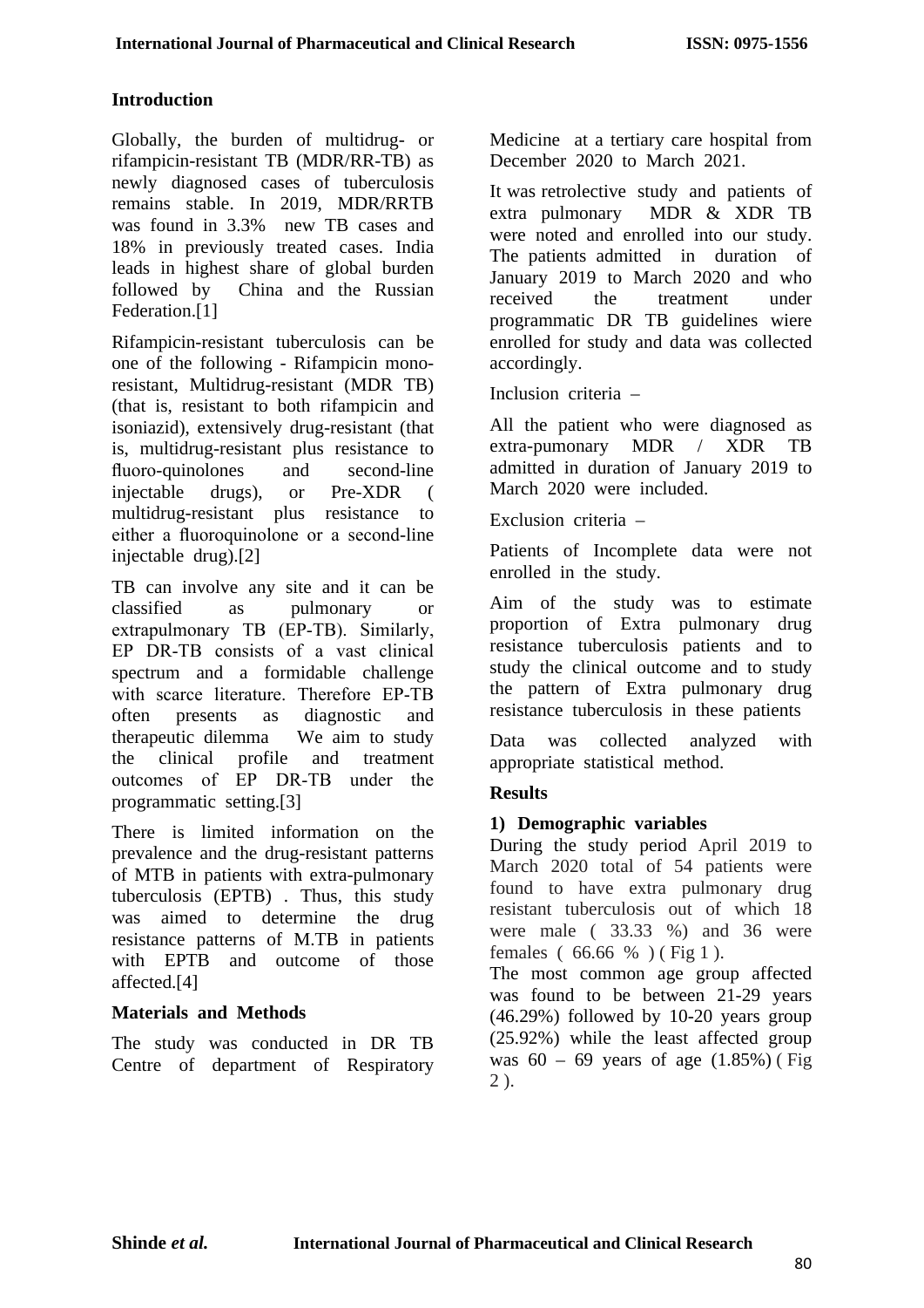## Introduction

Globally, the burden of multidrug- or rifampicin-resistant TB (MDR/RR-TB) as newly diagnosed cases of tuberculosis remains stable. In 2019, MDR/RRTB was found in 3.3% new TB cases and 18% in previously treated cases. India leads in highest share of global burden followed by China and the Russian Federation.[1]

Rifampicin-resistant tuberculosis can be one of the following - Rifampicin mono-resistant, Multidrug-resistant (MDR TB) (that is, resistant to both rifampicin and isoniazid), extensively drug-resistant (that is, multidrug-resistant plus resistance to fluoro-quinolones and second-line injectable drugs), or Pre-XDR ( multidrug-resistant plus resistance to either a fluoroquinolone or a second-line injectable drug).[2]

TB can involve any site and it can be classified as pulmonary or extrapulmonary TB (EP-TB). Similarly, EP DR-TB consists of a vast clinical spectrum and a formidable challenge with scarce literature. Therefore EP-TB often presents as diagnostic and therapeutic dilemma We aim to study the clinical profile and treatment outcomes of EP DR-TB under the programmatic setting.[3]

There is limited information on the prevalence and the drug-resistant patterns of MTB in patients with extra-pulmonary tuberculosis (EPTB) . Thus, this study was aimed to determine the drug resistance patterns of M.TB in patients with EPTB and outcome of those affected.[4]

## Materials and Methods

The study was conducted in DR TB Centre of department of Respiratory Medicine at a tertiary care hospital from December 2020 to March 2021.

It was retrolective study and patients of extra pulmonary MDR & XDR TB were noted and enrolled into our study. The patients admitted in duration of January 2019 to March 2020 and who received the treatment under programmatic DR TB guidelines wiere enrolled for study and data was collected accordingly.

Inclusion criteria –

All the patient who were diagnosed as extra-pumonary MDR / XDR TB admitted in duration of January 2019 to March 2020 were included.

Exclusion criteria –

Patients of Incomplete data were not enrolled in the study.

Aim of the study was to estimate proportion of Extra pulmonary drug resistance tuberculosis patients and to study the clinical outcome and to study the pattern of Extra pulmonary drug resistance tuberculosis in these patients

Data was collected analyzed with appropriate statistical method.

## Results

### 1) Demographic variables

During the study period April 2019 to March 2020 total of 54 patients were found to have extra pulmonary drug resistant tuberculosis out of which 18 were male ( 33.33 %) and 36 were females ( 66.66 % ) ( Fig 1 ).

The most common age group affected was found to be between 21-29 years (46.29%) followed by 10-20 years group (25.92%) while the least affected group was 60 – 69 years of age (1.85%) ( Fig 2 ).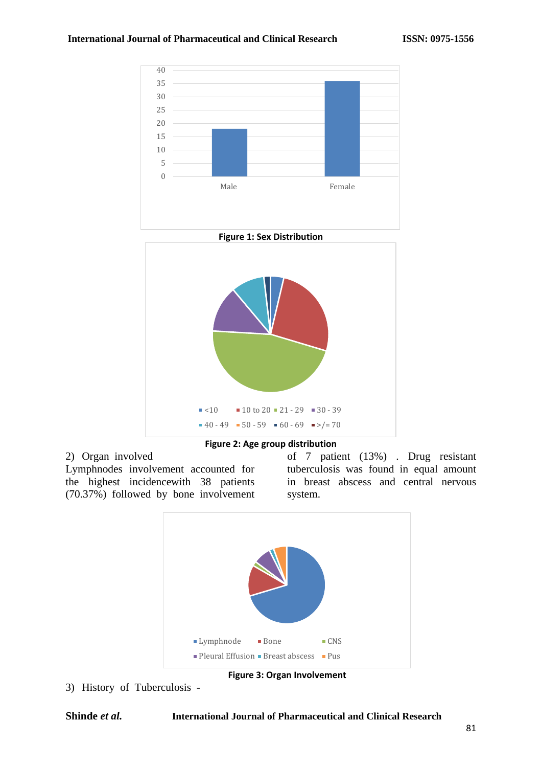Figure 1: Sex Distribution

Figure 2: Age group distribution

2) Organ involved

Lymphnodes involvement accounted for the highest incidencewith 38 patients (70.37%) followed by bone involvement of 7 patient (13%) . Drug resistant tuberculosis was found in equal amount in breast abscess and central nervous system.

Figure 3: Organ Involvement

3) History of Tuberculosis -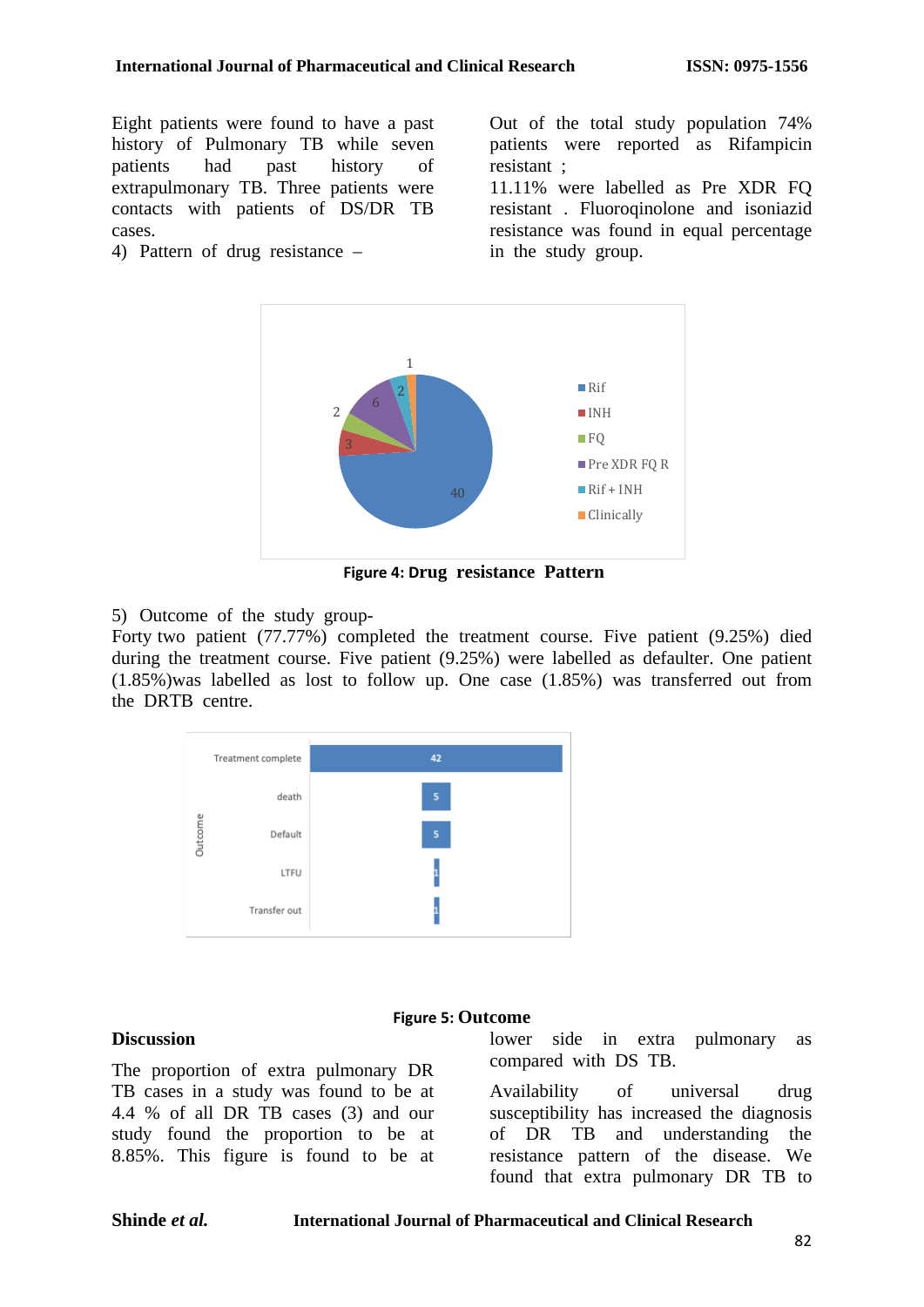Eight patients were found to have a past history of Pulmonary TB while seven patients had past history of extrapulmonary TB. Three patients were contacts with patients of DS/DR TB cases.

4) Pattern of drug resistance –

Out of the total study population 74% patients were reported as Rifampicin resistant ;

11.11% were labelled as Pre XDR FQ resistant . Fluoroqinolone and isoniazid resistance was found in equal percentage in the study group.

Figure 4: Drug resistance Pattern

5) Outcome of the study group-

Forty two patient (77.77%) completed the treatment course. Five patient (9.25%) died during the treatment course. Five patient (9.25%) were labelled as defaulter. One patient (1.85%)was labelled as lost to follow up. One case (1.85%) was transferred out from the DRTB centre.

Figure 5: Outcome

## Discussion

The proportion of extra pulmonary DR TB cases in a study was found to be at 4.4 % of all DR TB cases (3) and our study found the proportion to be at 8.85%. This figure is found to be at lower side in extra pulmonary as compared with DS TB.

Availability of universal drug susceptibility has increased the diagnosis of DR TB and understanding the resistance pattern of the disease. We found that extra pulmonary DR TB to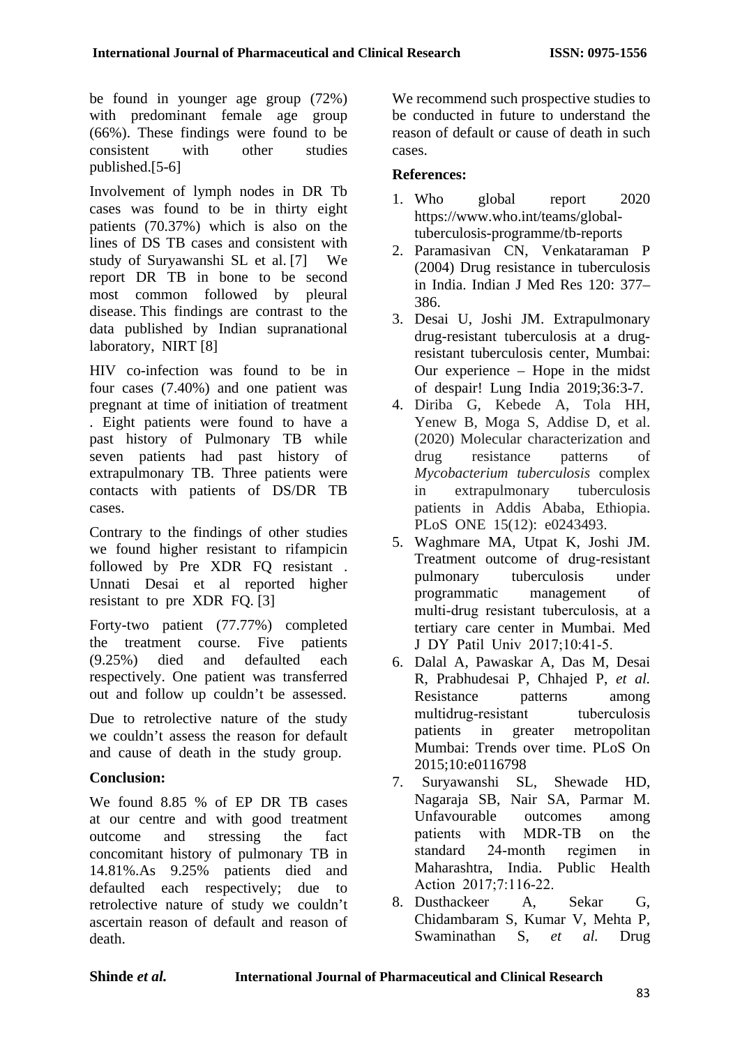be found in younger age group (72%) with predominant female age group (66%). These findings were found to be consistent with other studies published.[5-6]

Involvement of lymph nodes in DR Tb cases was found to be in thirty eight patients (70.37%) which is also on the lines of DS TB cases and consistent with study of Suryawanshi SL et al. [7] We report DR TB in bone to be second most common followed by pleural disease. This findings are contrast to the data published by Indian supranational laboratory, NIRT [8]

HIV co-infection was found to be in four cases (7.40%) and one patient was pregnant at time of initiation of treatment . Eight patients were found to have a past history of Pulmonary TB while seven patients had past history of extrapulmonary TB. Three patients were contacts with patients of DS/DR TB cases.

Contrary to the findings of other studies we found higher resistant to rifampicin followed by Pre XDR FQ resistant . Unnati Desai et al reported higher resistant to pre XDR FQ. [3]

Forty-two patient (77.77%) completed the treatment course. Five patients (9.25%) died and defaulted each respectively. One patient was transferred out and follow up couldn't be assessed.

Due to retrolective nature of the study we couldn't assess the reason for default and cause of death in the study group.

## Conclusion:

We found 8.85 % of EP DR TB cases at our centre and with good treatment outcome and stressing the fact concomitant history of pulmonary TB in 14.81%.As 9.25% patients died and defaulted each respectively; due to retrolective nature of study we couldn't ascertain reason of default and reason of death.

We recommend such prospective studies to be conducted in future to understand the reason of default or cause of death in such cases.

## References:

1. Who global report 2020 https://www.who.int/teams/global-tuberculosis-programme/tb-reports
2. Paramasivan CN, Venkataraman P (2004) Drug resistance in tuberculosis in India. Indian J Med Res 120: 377–386.
3. Desai U, Joshi JM. Extrapulmonary drug-resistant tuberculosis at a drug-resistant tuberculosis center, Mumbai: Our experience – Hope in the midst of despair! Lung India 2019;36:3-7.
4. Diriba G, Kebede A, Tola HH, Yenew B, Moga S, Addise D, et al. (2020) Molecular characterization and drug resistance patterns of *Mycobacterium tuberculosis* complex in extrapulmonary tuberculosis patients in Addis Ababa, Ethiopia. PLoS ONE 15(12): e0243493.
5. Waghmare MA, Utpat K, Joshi JM. Treatment outcome of drug-resistant pulmonary tuberculosis under programmatic management of multi-drug resistant tuberculosis, at a tertiary care center in Mumbai. Med J DY Patil Univ 2017;10:41-5.
6. Dalal A, Pawaskar A, Das M, Desai R, Prabhudesai P, Chhajed P, *et al.* Resistance patterns among multidrug-resistant tuberculosis patients in greater metropolitan Mumbai: Trends over time. PLoS On 2015;10:e0116798
7. Suryawanshi SL, Shewade HD, Nagaraja SB, Nair SA, Parmar M. Unfavourable outcomes among patients with MDR-TB on the standard 24-month regimen in Maharashtra, India. Public Health Action 2017;7:116-22.
8. Dusthackeer A, Sekar G, Chidambaram S, Kumar V, Mehta P, Swaminathan S, *et al.* Drug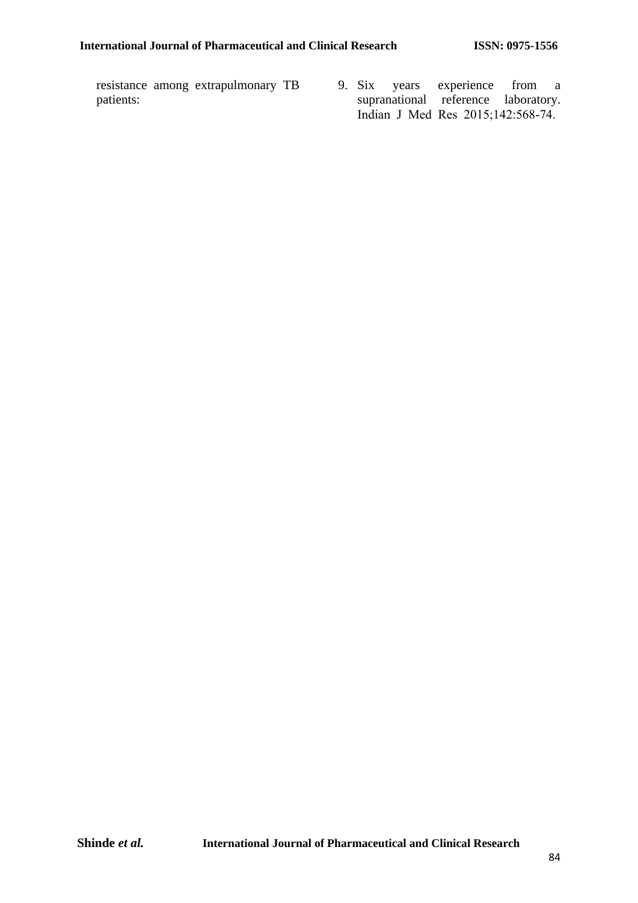resistance among extrapulmonary TB patients:

9. Six years experience from a supranational reference laboratory. Indian J Med Res 2015;142:568-74.